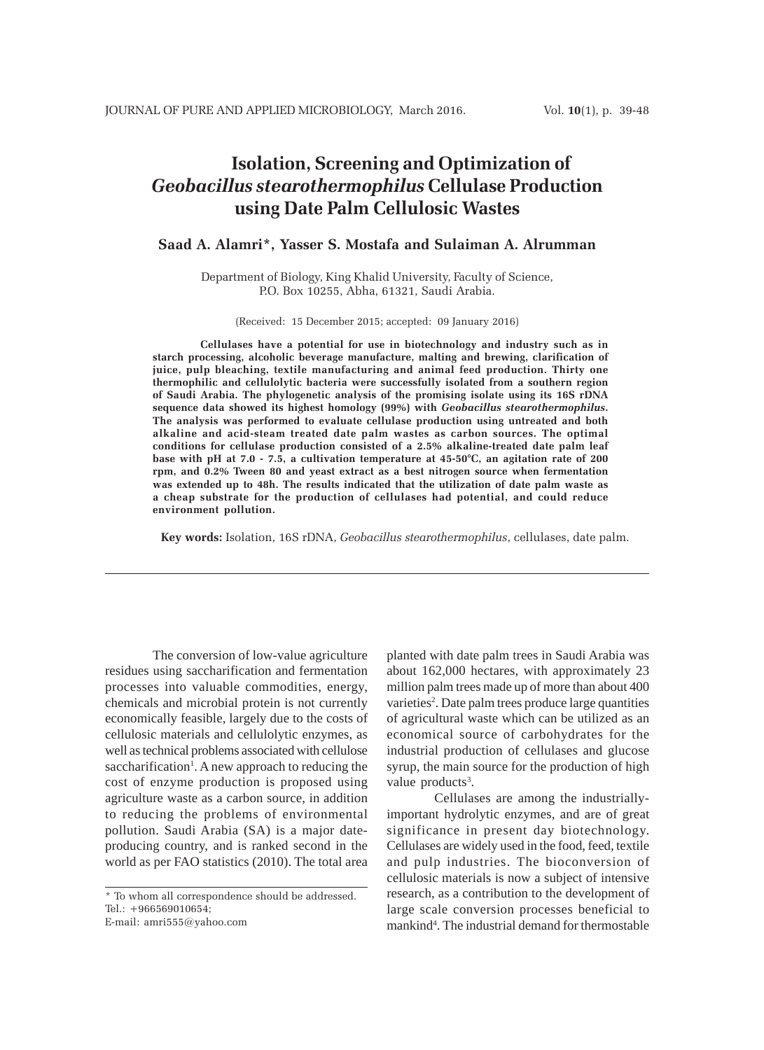# Isolation, Screening and Optimization of *Geobacillus stearothermophilus* Cellulase Production using Date Palm Cellulosic Wastes

**Saad A. Alamri*, Yasser S. Mostafa and Sulaiman A. Alrumman**

Department of Biology, King Khalid University, Faculty of Science, P.O. Box 10255, Abha, 61321, Saudi Arabia.

(Received: 15 December 2015; accepted: 09 January 2016)

**Cellulases have a potential for use in biotechnology and industry such as in starch processing, alcoholic beverage manufacture, malting and brewing, clarification of juice, pulp bleaching, textile manufacturing and animal feed production. Thirty one thermophilic and cellulolytic bacteria were successfully isolated from a southern region of Saudi Arabia. The phylogenetic analysis of the promising isolate using its 16S rDNA sequence data showed its highest homology (99%) with *Geobacillus stearothermophilus*. The analysis was performed to evaluate cellulase production using untreated and both alkaline and acid-steam treated date palm wastes as carbon sources. The optimal conditions for cellulase production consisted of a 2.5% alkaline-treated date palm leaf base with pH at 7.0 - 7.5, a cultivation temperature at 45-50°C, an agitation rate of 200 rpm, and 0.2% Tween 80 and yeast extract as a best nitrogen source when fermentation was extended up to 48h. The results indicated that the utilization of date palm waste as a cheap substrate for the production of cellulases had potential, and could reduce environment pollution.**

**Key words:** Isolation, 16S rDNA, *Geobacillus stearothermophilus*, cellulases, date palm.

---

The conversion of low-value agriculture residues using saccharification and fermentation processes into valuable commodities, energy, chemicals and microbial protein is not currently economically feasible, largely due to the costs of cellulosic materials and cellulolytic enzymes, as well as technical problems associated with cellulose saccharification[1]. A new approach to reducing the cost of enzyme production is proposed using agriculture waste as a carbon source, in addition to reducing the problems of environmental pollution. Saudi Arabia (SA) is a major date-producing country, and is ranked second in the world as per FAO statistics (2010). The total area planted with date palm trees in Saudi Arabia was about 162,000 hectares, with approximately 23 million palm trees made up of more than about 400 varieties[2]. Date palm trees produce large quantities of agricultural waste which can be utilized as an economical source of carbohydrates for the industrial production of cellulases and glucose syrup, the main source for the production of high value products[3].

Cellulases are among the industrially-important hydrolytic enzymes, and are of great significance in present day biotechnology. Cellulases are widely used in the food, feed, textile and pulp industries. The bioconversion of cellulosic materials is now a subject of intensive research, as a contribution to the development of large scale conversion processes beneficial to mankind[4]. The industrial demand for thermostable

---

* To whom all correspondence should be addressed.
Tel.: +966569010654;
E-mail: amri555@yahoo.com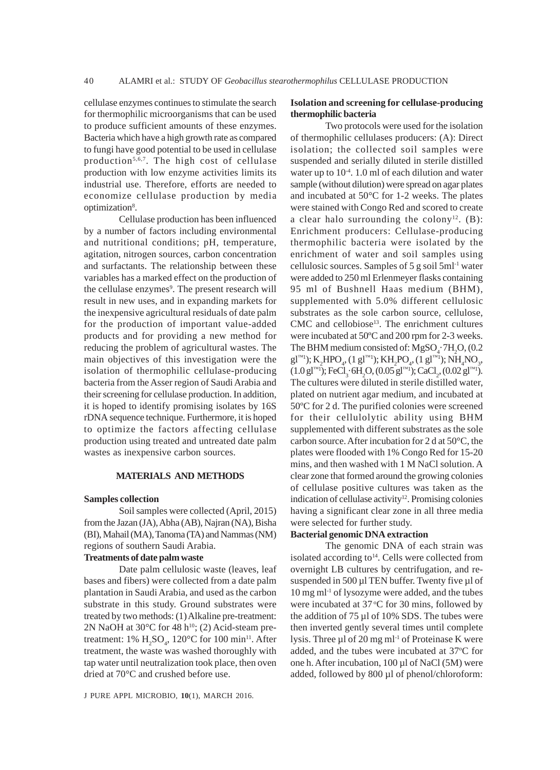cellulase enzymes continues to stimulate the search for thermophilic microorganisms that can be used to produce sufficient amounts of these enzymes. Bacteria which have a high growth rate as compared to fungi have good potential to be used in cellulase production[5,6,7]. The high cost of cellulase production with low enzyme activities limits its industrial use. Therefore, efforts are needed to economize cellulase production by media optimization[8].

Cellulase production has been influenced by a number of factors including environmental and nutritional conditions; pH, temperature, agitation, nitrogen sources, carbon concentration and surfactants. The relationship between these variables has a marked effect on the production of the cellulase enzymes[9]. The present research will result in new uses, and in expanding markets for the inexpensive agricultural residuals of date palm for the production of important value-added products and for providing a new method for reducing the problem of agricultural wastes. The main objectives of this investigation were the isolation of thermophilic cellulase-producing bacteria from the Asser region of Saudi Arabia and their screening for cellulase production. In addition, it is hoped to identify promising isolates by 16S rDNA sequence technique. Furthermore, it is hoped to optimize the factors affecting cellulase production using treated and untreated date palm wastes as inexpensive carbon sources.

## MATERIALS AND METHODS

### Samples collection

Soil samples were collected (April, 2015) from the Jazan (JA), Abha (AB), Najran (NA), Bisha (BI), Mahail (MA), Tanoma (TA) and Nammas (NM) regions of southern Saudi Arabia.

### Treatments of date palm waste

Date palm cellulosic waste (leaves, leaf bases and fibers) were collected from a date palm plantation in Saudi Arabia, and used as the carbon substrate in this study. Ground substrates were treated by two methods: (1) Alkaline pre-treatment: 2N NaOH at 30°C for 48 h[10]; (2) Acid-steam pre-treatment: 1% $H_2SO_4$, 120°C for 100 min[11]. After treatment, the waste was washed thoroughly with tap water until neutralization took place, then oven dried at 70°C and crushed before use.

### Isolation and screening for cellulase-producing thermophilic bacteria

Two protocols were used for the isolation of thermophilic cellulases producers: (A): Direct isolation; the collected soil samples were suspended and serially diluted in sterile distilled water up to $10^{-4}$. 1.0 ml of each dilution and water sample (without dilution) were spread on agar plates and incubated at 50°C for 1-2 weeks. The plates were stained with Congo Red and scored to create a clear halo surrounding the colony[12]. (B): Enrichment producers: Cellulase-producing thermophilic bacteria were isolated by the enrichment of water and soil samples using cellulosic sources. Samples of 5 g soil 5ml$^{-1}$ water were added to 250 ml Erlenmeyer flasks containing 95 ml of Bushnell Haas medium (BHM), supplemented with 5.0% different cellulosic substrates as the sole carbon source, cellulose, CMC and cellobiose[13]. The enrichment cultures were incubated at 50ºC and 200 rpm for 2-3 weeks. The BHM medium consisted of: $MgSO_4 \cdot 7H_2O$, (0.2 gl$^{-1}$); $K_2HPO_4$, (1 gl$^{-1}$); $KH_2PO_4$, (1 gl$^{-1}$); $NH_4NO_3$, (1.0 gl$^{-1}$); $FeCl_3 \cdot 6H_2O$, (0.05 gl$^{-1}$); $CaCl_2$, (0.02 gl$^{-1}$). The cultures were diluted in sterile distilled water, plated on nutrient agar medium, and incubated at 50ºC for 2 d. The purified colonies were screened for their cellulolytic ability using BHM supplemented with different substrates as the sole carbon source. After incubation for 2 d at 50°C, the plates were flooded with 1% Congo Red for 15-20 mins, and then washed with 1 M NaCl solution. A clear zone that formed around the growing colonies of cellulase positive cultures was taken as the indication of cellulase activity[12]. Promising colonies having a significant clear zone in all three media were selected for further study.

### Bacterial genomic DNA extraction

The genomic DNA of each strain was isolated according to[14]. Cells were collected from overnight LB cultures by centrifugation, and re-suspended in 500 µl TEN buffer. Twenty five µl of 10 mg ml$^{-1}$ of lysozyme were added, and the tubes were incubated at 37 ºC for 30 mins, followed by the addition of 75 µl of 10% SDS. The tubes were then inverted gently several times until complete lysis. Three µl of 20 mg ml$^{-1}$ of Proteinase K were added, and the tubes were incubated at 37ºC for one h. After incubation, 100 µl of NaCl (5M) were added, followed by 800 µl of phenol/chloroform: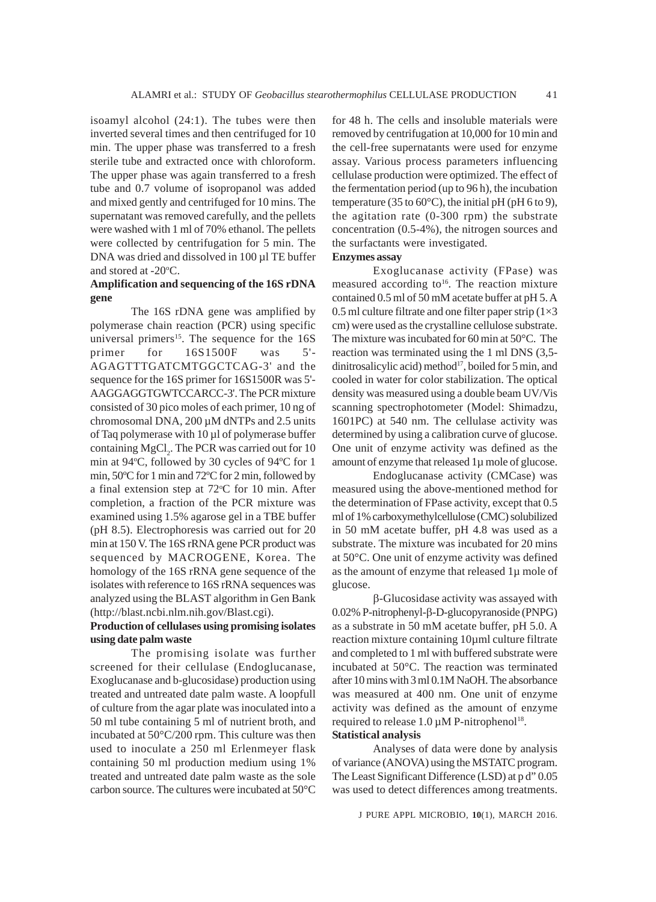isoamyl alcohol (24:1). The tubes were then inverted several times and then centrifuged for 10 min. The upper phase was transferred to a fresh sterile tube and extracted once with chloroform. The upper phase was again transferred to a fresh tube and 0.7 volume of isopropanol was added and mixed gently and centrifuged for 10 mins. The supernatant was removed carefully, and the pellets were washed with 1 ml of 70% ethanol. The pellets were collected by centrifugation for 5 min. The DNA was dried and dissolved in 100 µl TE buffer and stored at -20°C.

**Amplification and sequencing of the 16S rDNA gene**

The 16S rDNA gene was amplified by polymerase chain reaction (PCR) using specific universal primers[15]. The sequence for the 16S primer for 16S1500F was 5'-AGAGTTTGATCMTGGCTCAG-3' and the sequence for the 16S primer for 16S1500R was 5'-AAGGAGGTGWTCCARCC-3'. The PCR mixture consisted of 30 pico moles of each primer, 10 ng of chromosomal DNA, 200 µM dNTPs and 2.5 units of Taq polymerase with 10 µl of polymerase buffer containing $MgCl_2$. The PCR was carried out for 10 min at 94ºC, followed by 30 cycles of 94ºC for 1 min, 50ºC for 1 min and 72ºC for 2 min, followed by a final extension step at 72°C for 10 min. After completion, a fraction of the PCR mixture was examined using 1.5% agarose gel in a TBE buffer (pH 8.5). Electrophoresis was carried out for 20 min at 150 V. The 16S rRNA gene PCR product was sequenced by MACROGENE, Korea. The homology of the 16S rRNA gene sequence of the isolates with reference to 16S rRNA sequences was analyzed using the BLAST algorithm in Gen Bank (http://blast.ncbi.nlm.nih.gov/Blast.cgi).

**Production of cellulases using promising isolates using date palm waste**

The promising isolate was further screened for their cellulase (Endoglucanase, Exoglucanase and b-glucosidase) production using treated and untreated date palm waste. A loopfull of culture from the agar plate was inoculated into a 50 ml tube containing 5 ml of nutrient broth, and incubated at 50°C/200 rpm. This culture was then used to inoculate a 250 ml Erlenmeyer flask containing 50 ml production medium using 1% treated and untreated date palm waste as the sole carbon source. The cultures were incubated at 50°C for 48 h. The cells and insoluble materials were removed by centrifugation at 10,000 for 10 min and the cell-free supernatants were used for enzyme assay. Various process parameters influencing cellulase production were optimized. The effect of the fermentation period (up to 96 h), the incubation temperature (35 to 60°C), the initial pH (pH 6 to 9), the agitation rate (0-300 rpm) the substrate concentration (0.5-4%), the nitrogen sources and the surfactants were investigated.

**Enzymes assay**

Exoglucanase activity (FPase) was measured according to[16]. The reaction mixture contained 0.5 ml of 50 mM acetate buffer at pH 5. A 0.5 ml culture filtrate and one filter paper strip (1×3 cm) were used as the crystalline cellulose substrate. The mixture was incubated for 60 min at 50°C. The reaction was terminated using the 1 ml DNS (3,5-dinitrosalicylic acid) method[17], boiled for 5 min, and cooled in water for color stabilization. The optical density was measured using a double beam UV/Vis scanning spectrophotometer (Model: Shimadzu, 1601PC) at 540 nm. The cellulase activity was determined by using a calibration curve of glucose. One unit of enzyme activity was defined as the amount of enzyme that released 1µ mole of glucose.

Endoglucanase activity (CMCase) was measured using the above-mentioned method for the determination of FPase activity, except that 0.5 ml of 1% carboxymethylcellulose (CMC) solubilized in 50 mM acetate buffer, pH 4.8 was used as a substrate. The mixture was incubated for 20 mins at 50°C. One unit of enzyme activity was defined as the amount of enzyme that released 1µ mole of glucose.

β-Glucosidase activity was assayed with 0.02% P-nitrophenyl-β-D-glucopyranoside (PNPG) as a substrate in 50 mM acetate buffer, pH 5.0. A reaction mixture containing 10µml culture filtrate and completed to 1 ml with buffered substrate were incubated at 50°C. The reaction was terminated after 10 mins with 3 ml 0.1M NaOH. The absorbance was measured at 400 nm. One unit of enzyme activity was defined as the amount of enzyme required to release 1.0 µM P-nitrophenol[18].

**Statistical analysis**

Analyses of data were done by analysis of variance (ANOVA) using the MSTATC program. The Least Significant Difference (LSD) at p d" 0.05 was used to detect differences among treatments.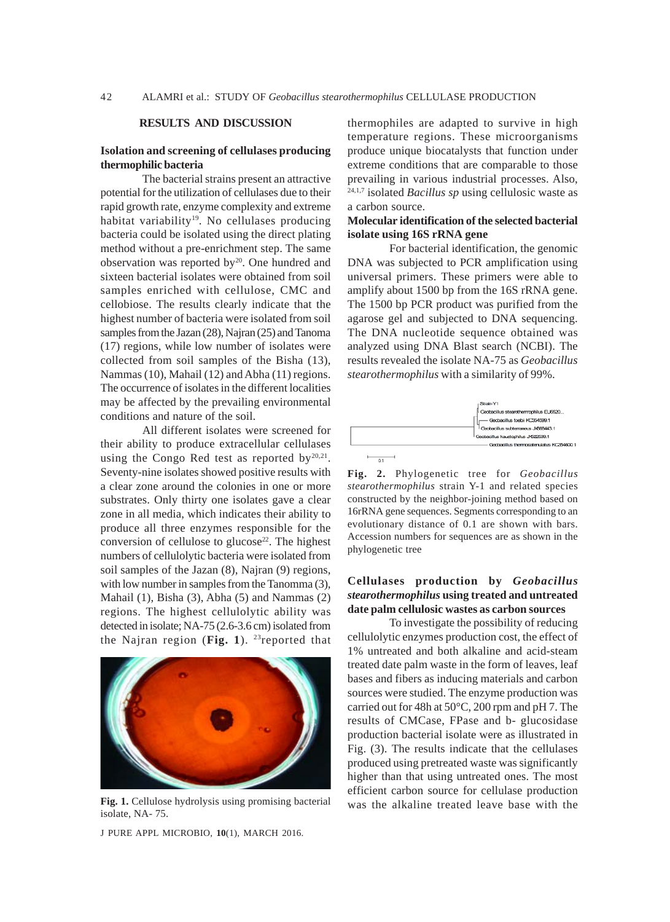## RESULTS AND DISCUSSION

### Isolation and screening of cellulases producing thermophilic bacteria

The bacterial strains present an attractive potential for the utilization of cellulases due to their rapid growth rate, enzyme complexity and extreme habitat variability[19]. No cellulases producing bacteria could be isolated using the direct plating method without a pre-enrichment step. The same observation was reported by[20]. One hundred and sixteen bacterial isolates were obtained from soil samples enriched with cellulose, CMC and cellobiose. The results clearly indicate that the highest number of bacteria were isolated from soil samples from the Jazan (28), Najran (25) and Tanoma (17) regions, while low number of isolates were collected from soil samples of the Bisha (13), Nammas (10), Mahail (12) and Abha (11) regions. The occurrence of isolates in the different localities may be affected by the prevailing environmental conditions and nature of the soil.

All different isolates were screened for their ability to produce extracellular cellulases using the Congo Red test as reported by[20,21]. Seventy-nine isolates showed positive results with a clear zone around the colonies in one or more substrates. Only thirty one isolates gave a clear zone in all media, which indicates their ability to produce all three enzymes responsible for the conversion of cellulose to glucose[22]. The highest numbers of cellulolytic bacteria were isolated from soil samples of the Jazan (8), Najran (9) regions, with low number in samples from the Tanomma (3), Mahail (1), Bisha (3), Abha (5) and Nammas (2) regions. The highest cellulolytic ability was detected in isolate; NA-75 (2.6-3.6 cm) isolated from the Najran region (**Fig. 1**). [23]reported that thermophiles are adapted to survive in high temperature regions. These microorganisms produce unique biocatalysts that function under extreme conditions that are comparable to those prevailing in various industrial processes. Also, [24,1,7] isolated *Bacillus sp* using cellulosic waste as a carbon source.

**Fig. 1.** Cellulose hydrolysis using promising bacterial isolate, NA- 75.

### Molecular identification of the selected bacterial isolate using 16S rRNA gene

For bacterial identification, the genomic DNA was subjected to PCR amplification using universal primers. These primers were able to amplify about 1500 bp from the 16S rRNA gene. The 1500 bp PCR product was purified from the agarose gel and subjected to DNA sequencing. The DNA nucleotide sequence obtained was analyzed using DNA Blast search (NCBI). The results revealed the isolate NA-75 as *Geobacillus stearothermophilus* with a similarity of 99%.

**Fig. 2.** Phylogenetic tree for *Geobacillus stearothermophilus* strain Y-1 and related species constructed by the neighbor-joining method based on 16rRNA gene sequences. Segments corresponding to an evolutionary distance of 0.1 are shown with bars. Accession numbers for sequences are as shown in the phylogenetic tree

### Cellulases production by *Geobacillus stearothermophilus* using treated and untreated date palm cellulosic wastes as carbon sources

To investigate the possibility of reducing cellulolytic enzymes production cost, the effect of 1% untreated and both alkaline and acid-steam treated date palm waste in the form of leaves, leaf bases and fibers as inducing materials and carbon sources were studied. The enzyme production was carried out for 48h at 50°C, 200 rpm and pH 7. The results of CMCase, FPase and b- glucosidase production bacterial isolate were as illustrated in Fig. (3). The results indicate that the cellulases produced using pretreated waste was significantly higher than that using untreated ones. The most efficient carbon source for cellulase production was the alkaline treated leave base with the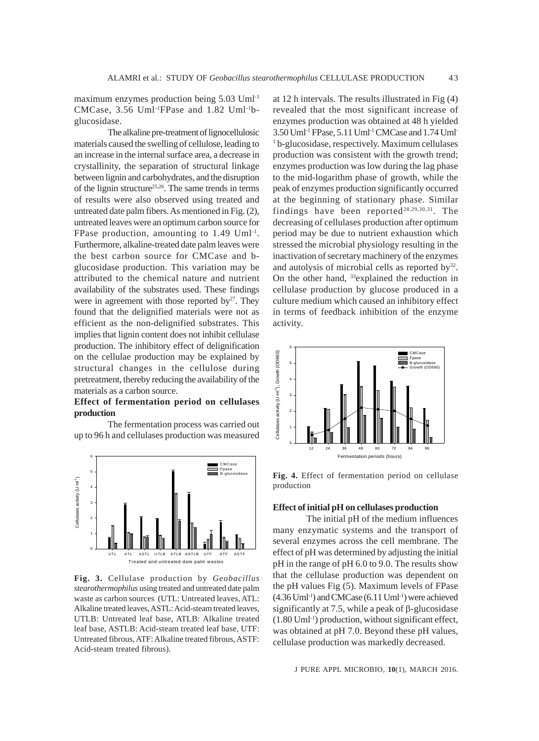maximum enzymes production being 5.03 Uml$^{-1}$ CMCase, 3.56 Uml$^{-1}$FPase and 1.82 Uml$^{-1}$b-glucosidase.

The alkaline pre-treatment of lignocellulosic materials caused the swelling of cellulose, leading to an increase in the internal surface area, a decrease in crystallinity, the separation of structural linkage between lignin and carbohydrates, and the disruption of the lignin structure[25,26]. The same trends in terms of results were also observed using treated and untreated date palm fibers. As mentioned in Fig. (2), untreated leaves were an optimum carbon source for FPase production, amounting to 1.49 Uml$^{-1}$. Furthermore, alkaline-treated date palm leaves were the best carbon source for CMCase and b-glucosidase production. This variation may be attributed to the chemical nature and nutrient availability of the substrates used. These findings were in agreement with those reported by[27]. They found that the delignified materials were not as efficient as the non-delignified substrates. This implies that lignin content does not inhibit cellulase production. The inhibitory effect of delignification on the cellulae production may be explained by structural changes in the cellulose during pretreatment, thereby reducing the availability of the materials as a carbon source.

**Effect of fermentation period on cellulases production**

The fermentation process was carried out up to 96 h and cellulases production was measured at 12 h intervals. The results illustrated in Fig (4) revealed that the most significant increase of enzymes production was obtained at 48 h yielded 3.50 Uml$^{-1}$ FPase, 5.11 Uml$^{-1}$ CMCase and 1.74 Uml$^{-1}$ b-glucosidase, respectively. Maximum cellulases production was consistent with the growth trend; enzymes production was low during the lag phase to the mid-logarithm phase of growth, while the peak of enzymes production significantly occurred at the beginning of stationary phase. Similar findings have been reported[28,29,30,31]. The decreasing of cellulases production after optimum period may be due to nutrient exhaustion which stressed the microbial physiology resulting in the inactivation of secretary machinery of the enzymes and autolysis of microbial cells as reported by[32]. On the other hand, [33]explained the reduction in cellulase production by glucose produced in a culture medium which caused an inhibitory effect in terms of feedback inhibition of the enzyme activity.

**Fig. 3.** Cellulase production by *Geobacillus stearothermophilus* using treated and untreated date palm waste as carbon sources (UTL: Untreated leaves, ATL: Alkaline treated leaves, ASTL: Acid-steam treated leaves, UTLB: Untreated leaf base, ATLB: Alkaline treated leaf base, ASTLB: Acid-steam treated leaf base, UTF: Untreated fibrous, ATF: Alkaline treated fibrous, ASTF: Acid-steam treated fibrous).

**Fig. 4.** Effect of fermentation period on cellulase production

**Effect of initial pH on cellulases production**

The initial pH of the medium influences many enzymatic systems and the transport of several enzymes across the cell membrane. The effect of pH was determined by adjusting the initial pH in the range of pH 6.0 to 9.0. The results show that the cellulase production was dependent on the pH values Fig (5). Maximum levels of FPase (4.36 Uml$^{-1}$) and CMCase (6.11 Uml$^{-1}$) were achieved significantly at 7.5, while a peak of $\beta$-glucosidase (1.80 Uml$^{-1}$) production, without significant effect, was obtained at pH 7.0. Beyond these pH values, cellulase production was markedly decreased.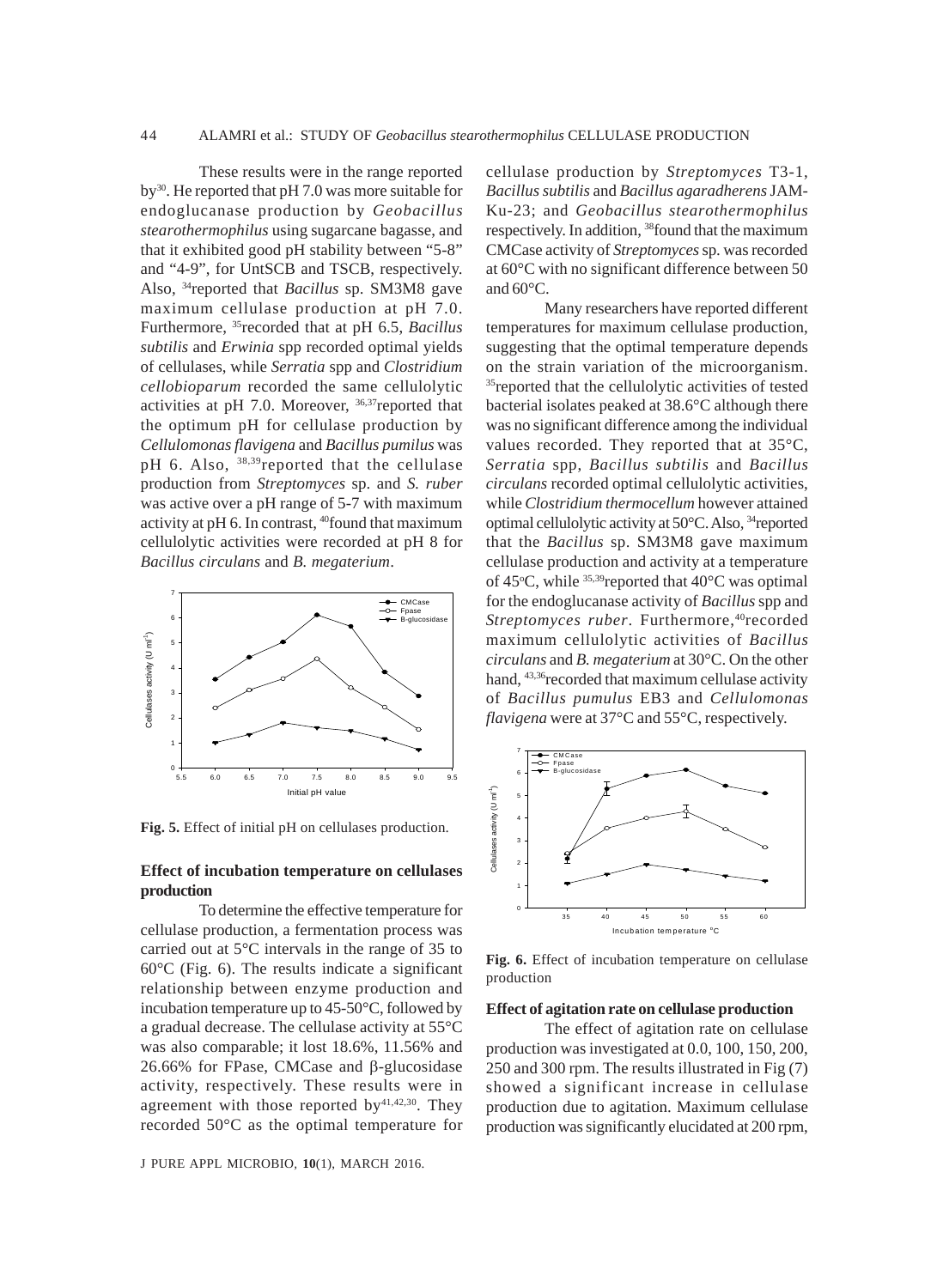These results were in the range reported by[30]. He reported that pH 7.0 was more suitable for endoglucanase production by *Geobacillus stearothermophilus* using sugarcane bagasse, and that it exhibited good pH stability between "5-8" and "4-9", for UntSCB and TSCB, respectively. Also, [34]reported that *Bacillus* sp. SM3M8 gave maximum cellulase production at pH 7.0. Furthermore, [35]recorded that at pH 6.5, *Bacillus subtilis* and *Erwinia* spp recorded optimal yields of cellulases, while *Serratia* spp and *Clostridium cellobioparum* recorded the same cellulolytic activities at pH 7.0. Moreover, [36,37]reported that the optimum pH for cellulase production by *Cellulomonas flavigena* and *Bacillus pumilus* was pH 6. Also, [38,39]reported that the cellulase production from *Streptomyces* sp. and *S. ruber* was active over a pH range of 5-7 with maximum activity at pH 6. In contrast, [40]found that maximum cellulolytic activities were recorded at pH 8 for *Bacillus circulans* and *B. megaterium*.

**Fig. 5.** Effect of initial pH on cellulases production.

## Effect of incubation temperature on cellulases production

To determine the effective temperature for cellulase production, a fermentation process was carried out at 5°C intervals in the range of 35 to 60°C (Fig. 6). The results indicate a significant relationship between enzyme production and incubation temperature up to 45-50°C, followed by a gradual decrease. The cellulase activity at 55°C was also comparable; it lost 18.6%, 11.56% and 26.66% for FPase, CMCase and β-glucosidase activity, respectively. These results were in agreement with those reported by[41,42,30]. They recorded 50°C as the optimal temperature for cellulase production by *Streptomyces* T3-1, *Bacillus subtilis* and *Bacillus agaradherens* JAM-Ku-23; and *Geobacillus stearothermophilus* respectively. In addition, [38]found that the maximum CMCase activity of *Streptomyces* sp. was recorded at 60°C with no significant difference between 50 and 60°C.

Many researchers have reported different temperatures for maximum cellulase production, suggesting that the optimal temperature depends on the strain variation of the microorganism. [35]reported that the cellulolytic activities of tested bacterial isolates peaked at 38.6°C although there was no significant difference among the individual values recorded. They reported that at 35°C, *Serratia* spp, *Bacillus subtilis* and *Bacillus circulans* recorded optimal cellulolytic activities, while *Clostridium thermocellum* however attained optimal cellulolytic activity at 50°C. Also, [34]reported that the *Bacillus* sp. SM3M8 gave maximum cellulase production and activity at a temperature of 45°C, while [35,39]reported that 40°C was optimal for the endoglucanase activity of *Bacillus* spp and *Streptomyces ruber*. Furthermore,[40]recorded maximum cellulolytic activities of *Bacillus circulans* and *B. megaterium* at 30°C. On the other hand, [43,36]recorded that maximum cellulase activity of *Bacillus pumulus* EB3 and *Cellulomonas flavigena* were at 37°C and 55°C, respectively.

**Fig. 6.** Effect of incubation temperature on cellulase production

### Effect of agitation rate on cellulase production

The effect of agitation rate on cellulase production was investigated at 0.0, 100, 150, 200, 250 and 300 rpm. The results illustrated in Fig (7) showed a significant increase in cellulase production due to agitation. Maximum cellulase production was significantly elucidated at 200 rpm,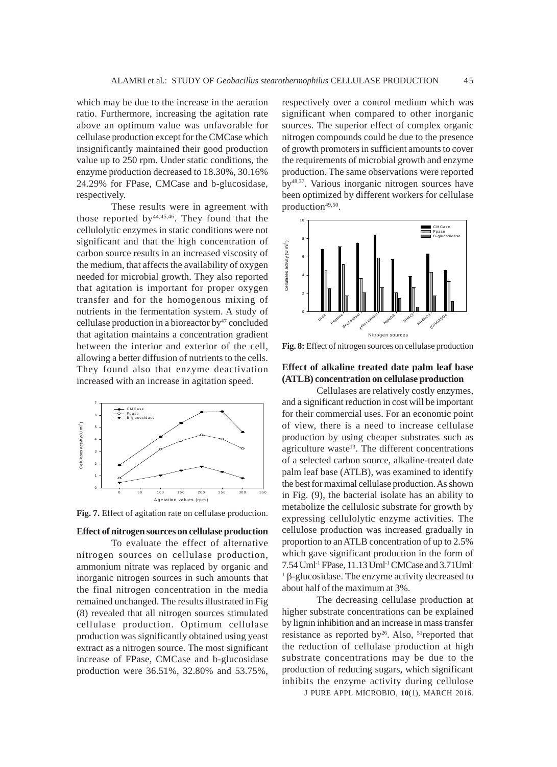which may be due to the increase in the aeration ratio. Furthermore, increasing the agitation rate above an optimum value was unfavorable for cellulase production except for the CMCase which insignificantly maintained their good production value up to 250 rpm. Under static conditions, the enzyme production decreased to 18.30%, 30.16% 24.29% for FPase, CMCase and b-glucosidase, respectively.

These results were in agreement with those reported by[44,45,46]. They found that the cellulolytic enzymes in static conditions were not significant and that the high concentration of carbon source results in an increased viscosity of the medium, that affects the availability of oxygen needed for microbial growth. They also reported that agitation is important for proper oxygen transfer and for the homogenous mixing of nutrients in the fermentation system. A study of cellulase production in a bioreactor by[47] concluded that agitation maintains a concentration gradient between the interior and exterior of the cell, allowing a better diffusion of nutrients to the cells. They found also that enzyme deactivation increased with an increase in agitation speed.

**Fig. 7.** Effect of agitation rate on cellulase production.

**Effect of nitrogen sources on cellulase production**

To evaluate the effect of alternative nitrogen sources on cellulase production, ammonium nitrate was replaced by organic and inorganic nitrogen sources in such amounts that the final nitrogen concentration in the media remained unchanged. The results illustrated in Fig (8) revealed that all nitrogen sources stimulated cellulase production. Optimum cellulase production was significantly obtained using yeast extract as a nitrogen source. The most significant increase of FPase, CMCase and b-glucosidase production were 36.51%, 32.80% and 53.75%, respectively over a control medium which was significant when compared to other inorganic sources. The superior effect of complex organic nitrogen compounds could be due to the presence of growth promoters in sufficient amounts to cover the requirements of microbial growth and enzyme production. The same observations were reported by[48,37]. Various inorganic nitrogen sources have been optimized by different workers for cellulase production[49,50].

**Fig. 8:** Effect of nitrogen sources on cellulase production

**Effect of alkaline treated date palm leaf base (ATLB) concentration on cellulase production**

Cellulases are relatively costly enzymes, and a significant reduction in cost will be important for their commercial uses. For an economic point of view, there is a need to increase cellulase production by using cheaper substrates such as agriculture waste[13]. The different concentrations of a selected carbon source, alkaline-treated date palm leaf base (ATLB), was examined to identify the best for maximal cellulase production. As shown in Fig. (9), the bacterial isolate has an ability to metabolize the cellulosic substrate for growth by expressing cellulolytic enzyme activities. The cellulose production was increased gradually in proportion to an ATLB concentration of up to 2.5% which gave significant production in the form of 7.54 $Uml^{-1}$ FPase, 11.13 $Uml^{-1}$ CMCase and 3.71 $Uml^{-1}$ β-glucosidase. The enzyme activity decreased to about half of the maximum at 3%.

The decreasing cellulase production at higher substrate concentrations can be explained by lignin inhibition and an increase in mass transfer resistance as reported by[26]. Also, [51]reported that the reduction of cellulase production at high substrate concentrations may be due to the production of reducing sugars, which significant inhibits the enzyme activity during cellulose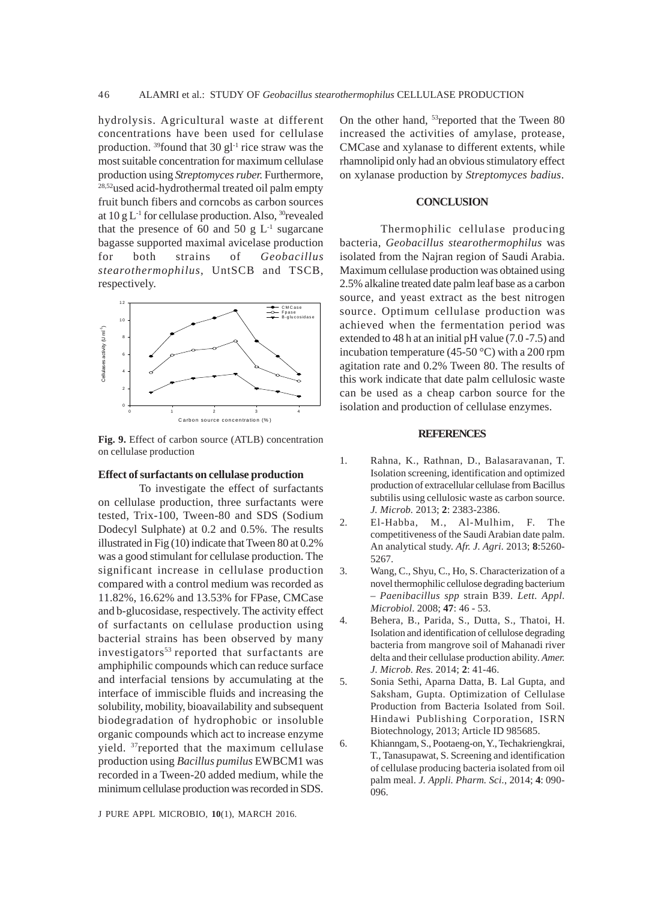hydrolysis. Agricultural waste at different concentrations have been used for cellulase production. [39]found that 30 $gl^{-1}$ rice straw was the most suitable concentration for maximum cellulase production using *Streptomyces ruber*. Furthermore, [28,52]used acid-hydrothermal treated oil palm empty fruit bunch fibers and corncobs as carbon sources at 10 g $L^{-1}$ for cellulase production. Also, [30]revealed that the presence of 60 and 50 g $L^{-1}$ sugarcane bagasse supported maximal avicelase production for both strains of *Geobacillus stearothermophilus*, UntSCB and TSCB, respectively.

**Fig. 9.** Effect of carbon source (ATLB) concentration on cellulase production

### Effect of surfactants on cellulase production

To investigate the effect of surfactants on cellulase production, three surfactants were tested, Trix-100, Tween-80 and SDS (Sodium Dodecyl Sulphate) at 0.2 and 0.5%. The results illustrated in Fig (10) indicate that Tween 80 at 0.2% was a good stimulant for cellulase production. The significant increase in cellulase production compared with a control medium was recorded as 11.82%, 16.62% and 13.53% for FPase, CMCase and b-glucosidase, respectively. The activity effect of surfactants on cellulase production using bacterial strains has been observed by many investigators[53] reported that surfactants are amphiphilic compounds which can reduce surface and interfacial tensions by accumulating at the interface of immiscible fluids and increasing the solubility, mobility, bioavailability and subsequent biodegradation of hydrophobic or insoluble organic compounds which act to increase enzyme yield. [37]reported that the maximum cellulase production using *Bacillus pumilus* EWBCM1 was recorded in a Tween-20 added medium, while the minimum cellulase production was recorded in SDS. On the other hand, [53]reported that the Tween 80 increased the activities of amylase, protease, CMCase and xylanase to different extents, while rhamnolipid only had an obvious stimulatory effect on xylanase production by *Streptomyces badius*.

## CONCLUSION

Thermophilic cellulase producing bacteria, *Geobacillus stearothermophilus* was isolated from the Najran region of Saudi Arabia. Maximum cellulase production was obtained using 2.5% alkaline treated date palm leaf base as a carbon source, and yeast extract as the best nitrogen source. Optimum cellulase production was achieved when the fermentation period was extended to 48 h at an initial pH value (7.0 -7.5) and incubation temperature (45-50 °C) with a 200 rpm agitation rate and 0.2% Tween 80. The results of this work indicate that date palm cellulosic waste can be used as a cheap carbon source for the isolation and production of cellulase enzymes.

## REFERENCES

1. Rahna, K., Rathnan, D., Balasaravanan, T. Isolation screening, identification and optimized production of extracellular cellulase from Bacillus subtilis using cellulosic waste as carbon source. *J. Microb.* 2013; **2**: 2383-2386.
2. El-Habba, M., Al-Mulhim, F. The competitiveness of the Saudi Arabian date palm. An analytical study. *Afr. J. Agri.* 2013; **8**:5260-5267.
3. Wang, C., Shyu, C., Ho, S. Characterization of a novel thermophilic cellulose degrading bacterium – *Paenibacillus spp* strain B39. *Lett. Appl. Microbiol.* 2008; **47**: 46 - 53.
4. Behera, B., Parida, S., Dutta, S., Thatoi, H. Isolation and identification of cellulose degrading bacteria from mangrove soil of Mahanadi river delta and their cellulase production ability. *Amer. J. Microb. Res.* 2014; **2**: 41-46.
5. Sonia Sethi, Aparna Datta, B. Lal Gupta, and Saksham, Gupta. Optimization of Cellulase Production from Bacteria Isolated from Soil. Hindawi Publishing Corporation, ISRN Biotechnology, 2013; Article ID 985685.
6. Khianngam, S., Pootaeng-on, Y., Techakriengkrai, T., Tanasupawat, S. Screening and identification of cellulase producing bacteria isolated from oil palm meal. *J. Appli. Pharm. Sci.*, 2014; **4**: 090-096.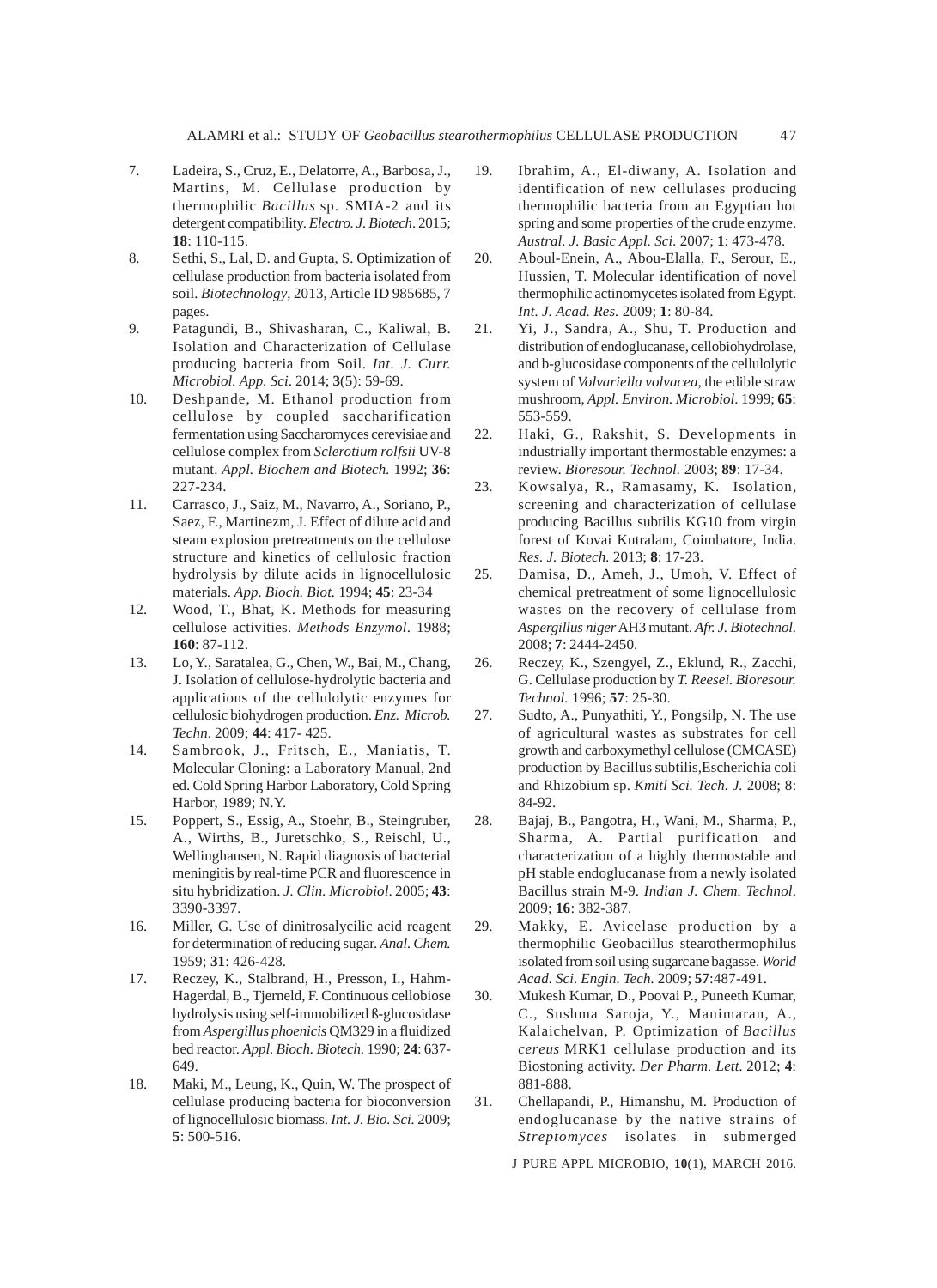7. Ladeira, S., Cruz, E., Delatorre, A., Barbosa, J., Martins, M. Cellulase production by thermophilic *Bacillus* sp. SMIA-2 and its detergent compatibility. *Electro. J. Biotech*. 2015; **18**: 110-115.
8. Sethi, S., Lal, D. and Gupta, S. Optimization of cellulase production from bacteria isolated from soil. *Biotechnology*, 2013, Article ID 985685, 7 pages.
9. Patagundi, B., Shivasharan, C., Kaliwal, B. Isolation and Characterization of Cellulase producing bacteria from Soil. *Int. J. Curr. Microbiol. App. Sci*. 2014; **3**(5): 59-69.
10. Deshpande, M. Ethanol production from cellulose by coupled saccharification fermentation using Saccharomyces cerevisiae and cellulose complex from *Sclerotium rolfsii* UV-8 mutant. *Appl. Biochem and Biotech*. 1992; **36**: 227-234.
11. Carrasco, J., Saiz, M., Navarro, A., Soriano, P., Saez, F., Martinezm, J. Effect of dilute acid and steam explosion pretreatments on the cellulose structure and kinetics of cellulosic fraction hydrolysis by dilute acids in lignocellulosic materials. *App. Bioch. Biot*. 1994; **45**: 23-34
12. Wood, T., Bhat, K. Methods for measuring cellulose activities. *Methods Enzymol*. 1988; **160**: 87-112.
13. Lo, Y., Saratalea, G., Chen, W., Bai, M., Chang, J. Isolation of cellulose-hydrolytic bacteria and applications of the cellulolytic enzymes for cellulosic biohydrogen production. *Enz. Microb. Techn*. 2009; **44**: 417- 425.
14. Sambrook, J., Fritsch, E., Maniatis, T. Molecular Cloning: a Laboratory Manual, 2nd ed. Cold Spring Harbor Laboratory, Cold Spring Harbor, 1989; N.Y.
15. Poppert, S., Essig, A., Stoehr, B., Steingruber, A., Wirths, B., Juretschko, S., Reischl, U., Wellinghausen, N. Rapid diagnosis of bacterial meningitis by real-time PCR and fluorescence in situ hybridization. *J. Clin. Microbiol*. 2005; **43**: 3390-3397.
16. Miller, G. Use of dinitrosalycilic acid reagent for determination of reducing sugar. *Anal. Chem.* 1959; **31**: 426-428.
17. Reczey, K., Stalbrand, H., Presson, I., Hahm-Hagerdal, B., Tjerneld, F. Continuous cellobiose hydrolysis using self-immobilized ß-glucosidase from *Aspergillus phoenicis* QM329 in a fluidized bed reactor. *Appl. Bioch. Biotech.* 1990; **24**: 637-649.
18. Maki, M., Leung, K., Quin, W. The prospect of cellulase producing bacteria for bioconversion of lignocellulosic biomass. *Int. J. Bio. Sci.* 2009; **5**: 500-516.
19. Ibrahim, A., El-diwany, A. Isolation and identification of new cellulases producing thermophilic bacteria from an Egyptian hot spring and some properties of the crude enzyme. *Austral. J. Basic Appl. Sci*. 2007; **1**: 473-478.
20. Aboul-Enein, A., Abou-Elalla, F., Serour, E., Hussien, T. Molecular identification of novel thermophilic actinomycetes isolated from Egypt. *Int. J. Acad. Res.* 2009; **1**: 80-84.
21. Yi, J., Sandra, A., Shu, T. Production and distribution of endoglucanase, cellobiohydrolase, and b-glucosidase components of the cellulolytic system of *Volvariella volvacea*, the edible straw mushroom, *Appl. Environ. Microbiol*. 1999; **65**: 553-559.
22. Haki, G., Rakshit, S. Developments in industrially important thermostable enzymes: a review. *Bioresour. Technol.* 2003; **89**: 17-34.
23. Kowsalya, R., Ramasamy, K. Isolation, screening and characterization of cellulase producing Bacillus subtilis KG10 from virgin forest of Kovai Kutralam, Coimbatore, India. *Res. J. Biotech.* 2013; **8**: 17-23.
25. Damisa, D., Ameh, J., Umoh, V. Effect of chemical pretreatment of some lignocellulosic wastes on the recovery of cellulase from *Aspergillus niger* AH3 mutant. *Afr. J. Biotechnol.* 2008; **7**: 2444-2450.
26. Reczey, K., Szengyel, Z., Eklund, R., Zacchi, G. Cellulase production by *T. Reesei. Bioresour. Technol.* 1996; **57**: 25-30.
27. Sudto, A., Punyathiti, Y., Pongsilp, N. The use of agricultural wastes as substrates for cell growth and carboxymethyl cellulose (CMCASE) production by Bacillus subtilis,Escherichia coli and Rhizobium sp. *Kmitl Sci. Tech. J.* 2008; 8: 84-92.
28. Bajaj, B., Pangotra, H., Wani, M., Sharma, P., Sharma, A. Partial purification and characterization of a highly thermostable and pH stable endoglucanase from a newly isolated Bacillus strain M-9. *Indian J. Chem. Technol*. 2009; **16**: 382-387.
29. Makky, E. Avicelase production by a thermophilic Geobacillus stearothermophilus isolated from soil using sugarcane bagasse. *World Acad. Sci. Engin. Tech.* 2009; **57**:487-491.
30. Mukesh Kumar, D., Poovai P., Puneeth Kumar, C., Sushma Saroja, Y., Manimaran, A., Kalaichelvan, P. Optimization of *Bacillus cereus* MRK1 cellulase production and its Biostoning activity. *Der Pharm. Lett.* 2012; **4**: 881-888.
31. Chellapandi, P., Himanshu, M. Production of endoglucanase by the native strains of *Streptomyces* isolates in submerged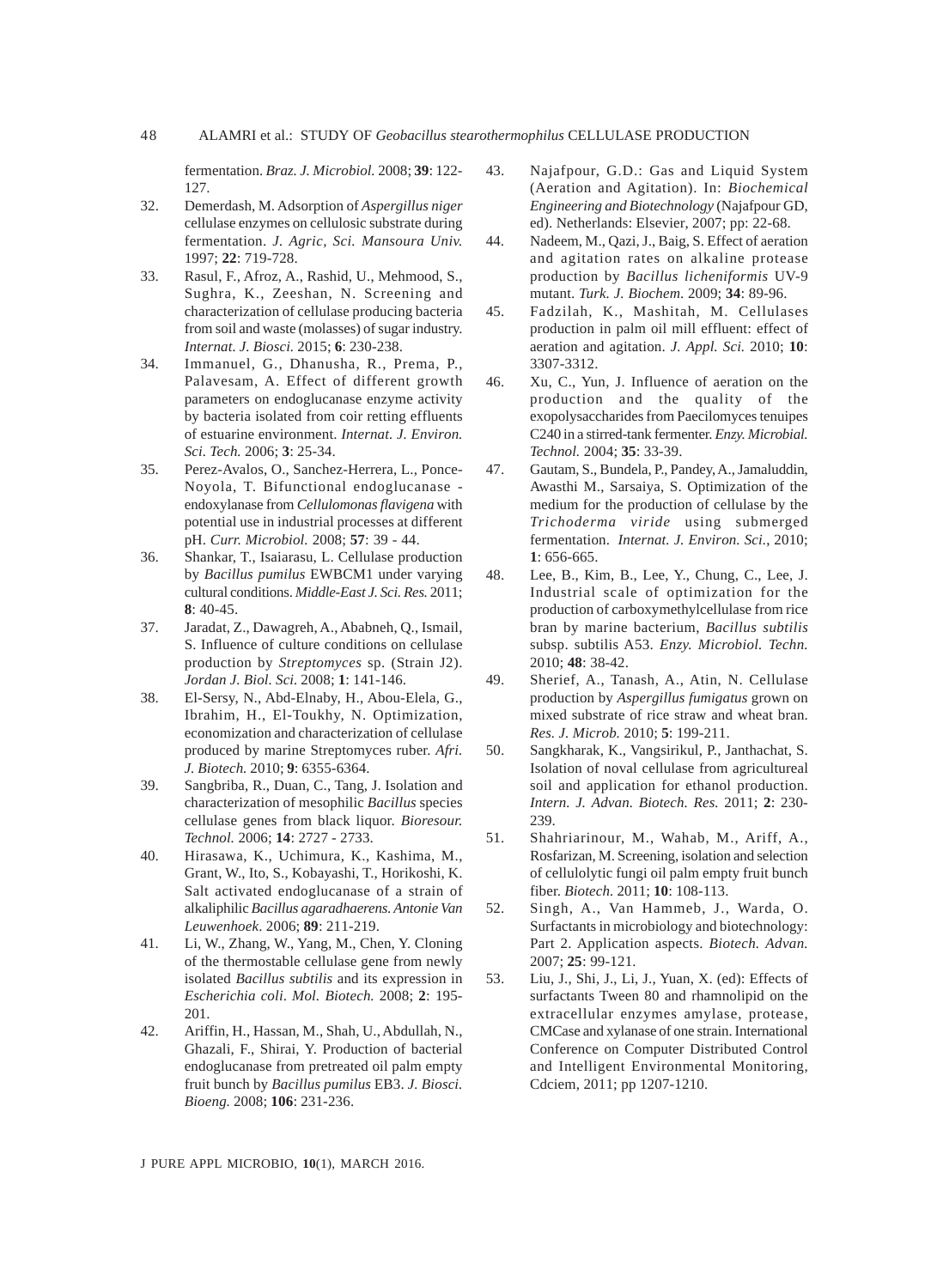fermentation. *Braz. J. Microbiol.* 2008; **39**: 122-127.

32. Demerdash, M. Adsorption of *Aspergillus niger* cellulase enzymes on cellulosic substrate during fermentation. *J. Agric, Sci. Mansoura Univ.* 1997; **22**: 719-728.
33. Rasul, F., Afroz, A., Rashid, U., Mehmood, S., Sughra, K., Zeeshan, N. Screening and characterization of cellulase producing bacteria from soil and waste (molasses) of sugar industry. *Internat. J. Biosci.* 2015; **6**: 230-238.
34. Immanuel, G., Dhanusha, R., Prema, P., Palavesam, A. Effect of different growth parameters on endoglucanase enzyme activity by bacteria isolated from coir retting effluents of estuarine environment. *Internat. J. Environ. Sci. Tech.* 2006; **3**: 25-34.
35. Perez-Avalos, O., Sanchez-Herrera, L., Ponce-Noyola, T. Bifunctional endoglucanase - endoxylanase from *Cellulomonas flavigena* with potential use in industrial processes at different pH. *Curr. Microbiol.* 2008; **57**: 39 - 44.
36. Shankar, T., Isaiarasu, L. Cellulase production by *Bacillus pumilus* EWBCM1 under varying cultural conditions. *Middle-East J. Sci. Res.* 2011; **8**: 40-45.
37. Jaradat, Z., Dawagreh, A., Ababneh, Q., Ismail, S. Influence of culture conditions on cellulase production by *Streptomyces* sp. (Strain J2). *Jordan J. Biol. Sci.* 2008; **1**: 141-146.
38. El-Sersy, N., Abd-Elnaby, H., Abou-Elela, G., Ibrahim, H., El-Toukhy, N. Optimization, economization and characterization of cellulase produced by marine Streptomyces ruber. *Afri. J. Biotech.* 2010; **9**: 6355-6364.
39. Sangbriba, R., Duan, C., Tang, J. Isolation and characterization of mesophilic *Bacillus* species cellulase genes from black liquor. *Bioresour. Technol.* 2006; **14**: 2727 - 2733.
40. Hirasawa, K., Uchimura, K., Kashima, M., Grant, W., Ito, S., Kobayashi, T., Horikoshi, K. Salt activated endoglucanase of a strain of alkaliphilic *Bacillus agaradhaerens. Antonie Van Leuwenhoek*. 2006; **89**: 211-219.
41. Li, W., Zhang, W., Yang, M., Chen, Y. Cloning of the thermostable cellulase gene from newly isolated *Bacillus subtilis* and its expression in *Escherichia coli*. *Mol. Biotech.* 2008; **2**: 195-201.
42. Ariffin, H., Hassan, M., Shah, U., Abdullah, N., Ghazali, F., Shirai, Y. Production of bacterial endoglucanase from pretreated oil palm empty fruit bunch by *Bacillus pumilus* EB3. *J. Biosci. Bioeng.* 2008; **106**: 231-236.
43. Najafpour, G.D.: Gas and Liquid System (Aeration and Agitation). In: *Biochemical Engineering and Biotechnology* (Najafpour GD, ed). Netherlands: Elsevier, 2007; pp: 22-68.
44. Nadeem, M., Qazi, J., Baig, S. Effect of aeration and agitation rates on alkaline protease production by *Bacillus licheniformis* UV-9 mutant. *Turk. J. Biochem.* 2009; **34**: 89-96.
45. Fadzilah, K., Mashitah, M. Cellulases production in palm oil mill effluent: effect of aeration and agitation. *J. Appl. Sci.* 2010; **10**: 3307-3312.
46. Xu, C., Yun, J. Influence of aeration on the production and the quality of the exopolysaccharides from Paecilomyces tenuipes C240 in a stirred-tank fermenter. *Enzy. Microbial. Technol.* 2004; **35**: 33-39.
47. Gautam, S., Bundela, P., Pandey, A., Jamaluddin, Awasthi M., Sarsaiya, S. Optimization of the medium for the production of cellulase by the *Trichoderma viride* using submerged fermentation. *Internat. J. Environ. Sci.*, 2010; **1**: 656-665.
48. Lee, B., Kim, B., Lee, Y., Chung, C., Lee, J. Industrial scale of optimization for the production of carboxymethylcellulase from rice bran by marine bacterium, *Bacillus subtilis* subsp. subtilis A53. *Enzy. Microbiol. Techn.* 2010; **48**: 38-42.
49. Sherief, A., Tanash, A., Atin, N. Cellulase production by *Aspergillus fumigatus* grown on mixed substrate of rice straw and wheat bran. *Res. J. Microb.* 2010; **5**: 199-211.
50. Sangkharak, K., Vangsirikul, P., Janthachat, S. Isolation of noval cellulase from agricultureal soil and application for ethanol production. *Intern. J. Advan. Biotech. Res.* 2011; **2**: 230-239.
51. Shahriarinour, M., Wahab, M., Ariff, A., Rosfarizan, M. Screening, isolation and selection of cellulolytic fungi oil palm empty fruit bunch fiber. *Biotech.* 2011; **10**: 108-113.
52. Singh, A., Van Hammeb, J., Warda, O. Surfactants in microbiology and biotechnology: Part 2. Application aspects. *Biotech. Advan.* 2007; **25**: 99-121.
53. Liu, J., Shi, J., Li, J., Yuan, X. (ed): Effects of surfactants Tween 80 and rhamnolipid on the extracellular enzymes amylase, protease, CMCase and xylanase of one strain. International Conference on Computer Distributed Control and Intelligent Environmental Monitoring, Cdciem, 2011; pp 1207-1210.